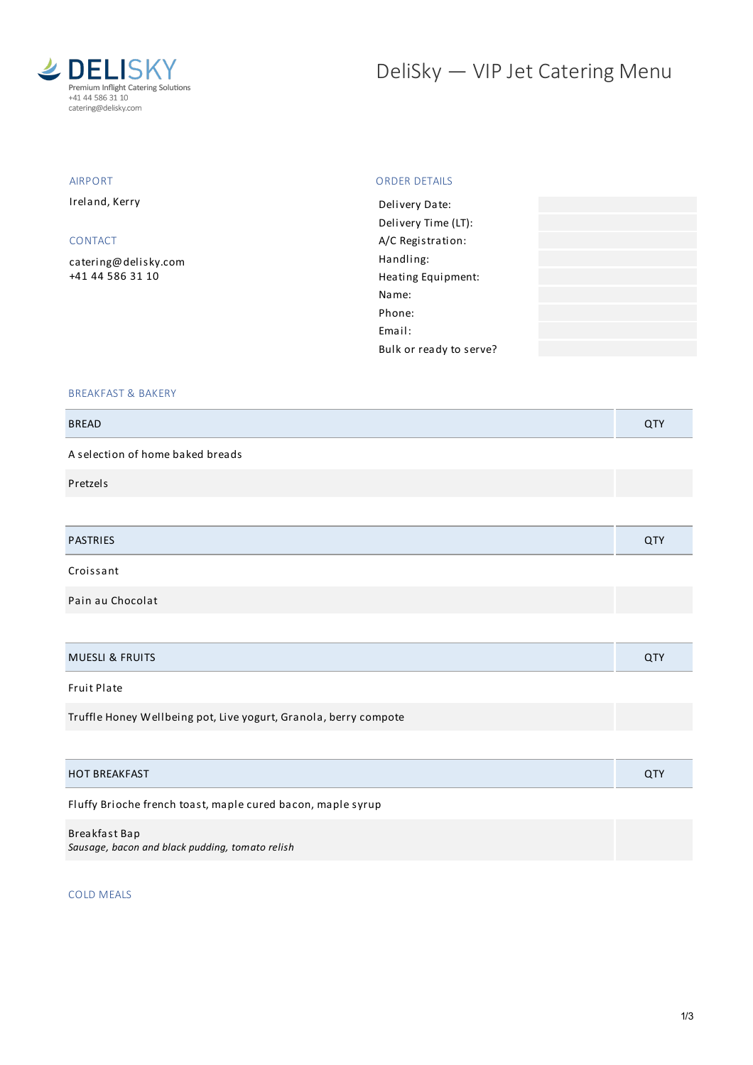**DELISKY**
Premium Inflight Catering Solutions
+41 44 586 31 10
catering@delisky.com

# DeliSky — VIP Jet Catering Menu

### AIRPORT

Ireland, Kerry

### CONTACT

catering@delisky.com
+41 44 586 31 10

### ORDER DETAILS

| | |
|---|---|
| Delivery Date: | |
| Delivery Time (LT): | |
| A/C Registration: | |
| Handling: | |
| Heating Equipment: | |
| Name: | |
| Phone: | |
| Email: | |
| Bulk or ready to serve? | |

## BREAKFAST & BAKERY

| BREAD | QTY |
|---|---|
| A selection of home baked breads | |
| Pretzels | |

| PASTRIES | QTY |
|---|---|
| Croissant | |
| Pain au Chocolat | |

| MUESLI & FRUITS | QTY |
|---|---|
| Fruit Plate | |
| Truffle Honey Wellbeing pot, Live yogurt, Granola, berry compote | |

| HOT BREAKFAST | QTY |
|---|---|
| Fluffy Brioche french toast, maple cured bacon, maple syrup | |
| Breakfast Bap<br>*Sausage, bacon and black pudding, tomato relish* | |

## COLD MEALS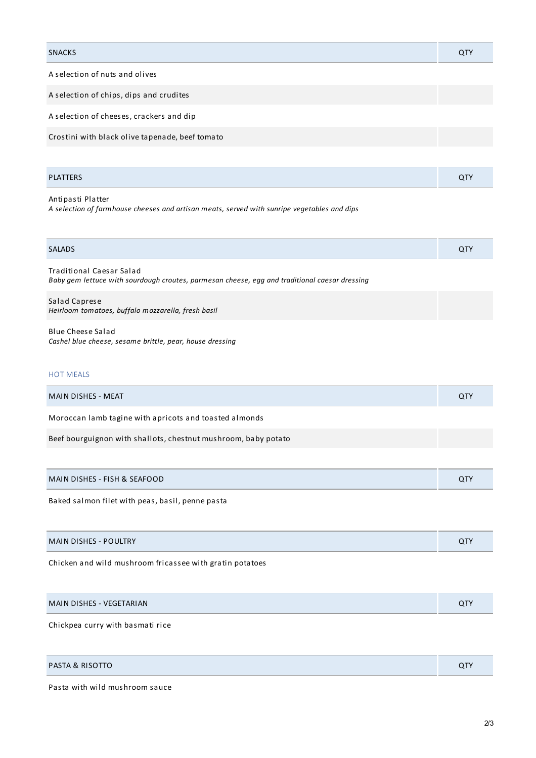| SNACKS | QTY |
|---|---|
| A selection of nuts and olives | |
| A selection of chips, dips and crudites | |
| A selection of cheeses, crackers and dip | |
| Crostini with black olive tapenade, beef tomato | |

| PLATTERS | QTY |
|---|---|
| Antipasti Platter<br>*A selection of farmhouse cheeses and artisan meats, served with sunripe vegetables and dips* | |

| SALADS | QTY |
|---|---|
| Traditional Caesar Salad<br>*Baby gem lettuce with sourdough croutes, parmesan cheese, egg and traditional caesar dressing* | |
| Salad Caprese<br>*Heirloom tomatoes, buffalo mozzarella, fresh basil* | |
| Blue Cheese Salad<br>*Cashel blue cheese, sesame brittle, pear, house dressing* | |

## HOT MEALS

| MAIN DISHES - MEAT | QTY |
|---|---|
| Moroccan lamb tagine with apricots and toasted almonds | |
| Beef bourguignon with shallots, chestnut mushroom, baby potato | |

| MAIN DISHES - FISH & SEAFOOD | QTY |
|---|---|
| Baked salmon filet with peas, basil, penne pasta | |

| MAIN DISHES - POULTRY | QTY |
|---|---|
| Chicken and wild mushroom fricassee with gratin potatoes | |

| MAIN DISHES - VEGETARIAN | QTY |
|---|---|
| Chickpea curry with basmati rice | |

| PASTA & RISOTTO | QTY |
|---|---|
| Pasta with wild mushroom sauce | |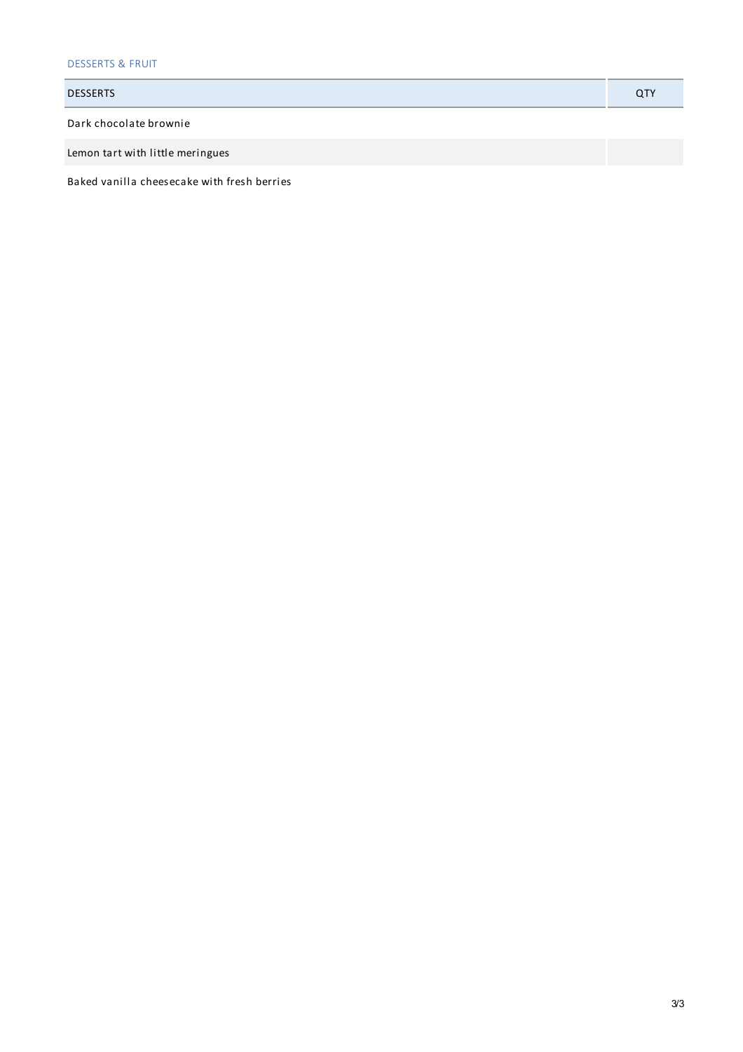## DESSERTS & FRUIT

| DESSERTS | QTY |
|---|---|
| Dark chocolate brownie | |
| Lemon tart with little meringues | |
| Baked vanilla cheesecake with fresh berries | |